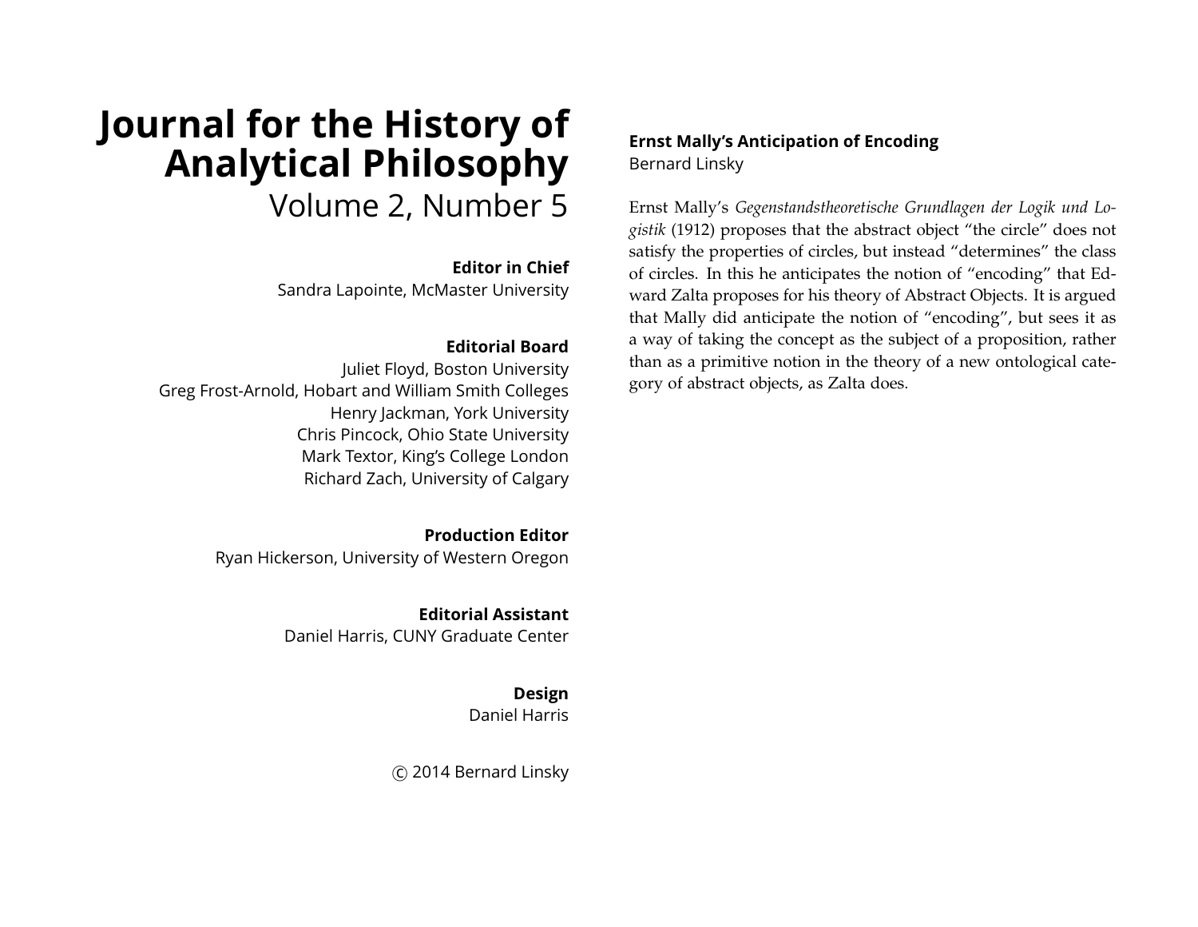# Journal for the History of Analytical Philosophy

Volume 2, Number 5

**Editor in Chief**
Sandra Lapointe, McMaster University

**Editorial Board**
Juliet Floyd, Boston University
Greg Frost-Arnold, Hobart and William Smith Colleges
Henry Jackman, York University
Chris Pincock, Ohio State University
Mark Textor, King's College London
Richard Zach, University of Calgary

**Production Editor**
Ryan Hickerson, University of Western Oregon

**Editorial Assistant**
Daniel Harris, CUNY Graduate Center

**Design**
Daniel Harris

© 2014 Bernard Linsky

## Ernst Mally's Anticipation of Encoding

Bernard Linsky

Ernst Mally's *Gegenstandstheoretische Grundlagen der Logik und Logistik* (1912) proposes that the abstract object "the circle" does not satisfy the properties of circles, but instead "determines" the class of circles. In this he anticipates the notion of "encoding" that Edward Zalta proposes for his theory of Abstract Objects. It is argued that Mally did anticipate the notion of "encoding", but sees it as a way of taking the concept as the subject of a proposition, rather than as a primitive notion in the theory of a new ontological category of abstract objects, as Zalta does.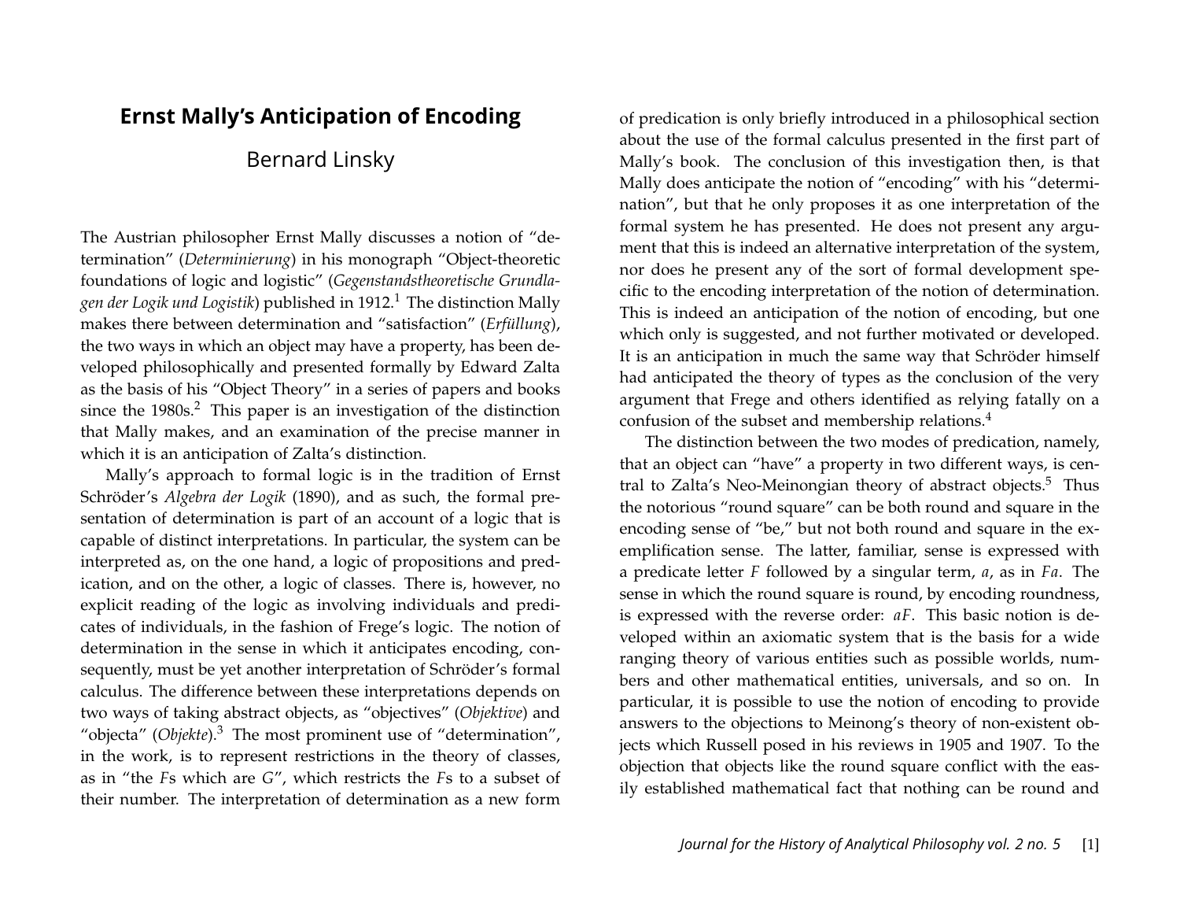# Ernst Mally's Anticipation of Encoding

Bernard Linsky

The Austrian philosopher Ernst Mally discusses a notion of "determination" (*Determinierung*) in his monograph "Object-theoretic foundations of logic and logistic" (*Gegenstandstheoretische Grundlagen der Logik und Logistik*) published in 1912.[1] The distinction Mally makes there between determination and "satisfaction" (*Erfüllung*), the two ways in which an object may have a property, has been developed philosophically and presented formally by Edward Zalta as the basis of his "Object Theory" in a series of papers and books since the 1980s.[2] This paper is an investigation of the distinction that Mally makes, and an examination of the precise manner in which it is an anticipation of Zalta's distinction.

Mally's approach to formal logic is in the tradition of Ernst Schröder's *Algebra der Logik* (1890), and as such, the formal presentation of determination is part of an account of a logic that is capable of distinct interpretations. In particular, the system can be interpreted as, on the one hand, a logic of propositions and predication, and on the other, a logic of classes. There is, however, no explicit reading of the logic as involving individuals and predicates of individuals, in the fashion of Frege's logic. The notion of determination in the sense in which it anticipates encoding, consequently, must be yet another interpretation of Schröder's formal calculus. The difference between these interpretations depends on two ways of taking abstract objects, as "objectives" (*Objektive*) and "objecta" (*Objekte*).[3] The most prominent use of "determination", in the work, is to represent restrictions in the theory of classes, as in "the *F*s which are *G*", which restricts the *F*s to a subset of their number. The interpretation of determination as a new form of predication is only briefly introduced in a philosophical section about the use of the formal calculus presented in the first part of Mally's book. The conclusion of this investigation then, is that Mally does anticipate the notion of "encoding" with his "determination", but that he only proposes it as one interpretation of the formal system he has presented. He does not present any argument that this is indeed an alternative interpretation of the system, nor does he present any of the sort of formal development specific to the encoding interpretation of the notion of determination. This is indeed an anticipation of the notion of encoding, but one which only is suggested, and not further motivated or developed. It is an anticipation in much the same way that Schröder himself had anticipated the theory of types as the conclusion of the very argument that Frege and others identified as relying fatally on a confusion of the subset and membership relations.[4]

The distinction between the two modes of predication, namely, that an object can "have" a property in two different ways, is central to Zalta's Neo-Meinongian theory of abstract objects.[5] Thus the notorious "round square" can be both round and square in the encoding sense of "be," but not both round and square in the exemplification sense. The latter, familiar, sense is expressed with a predicate letter $F$ followed by a singular term, $a$, as in $Fa$. The sense in which the round square is round, by encoding roundness, is expressed with the reverse order: $aF$. This basic notion is developed within an axiomatic system that is the basis for a wide ranging theory of various entities such as possible worlds, numbers and other mathematical entities, universals, and so on. In particular, it is possible to use the notion of encoding to provide answers to the objections to Meinong's theory of non-existent objects which Russell posed in his reviews in 1905 and 1907. To the objection that objects like the round square conflict with the easily established mathematical fact that nothing can be round and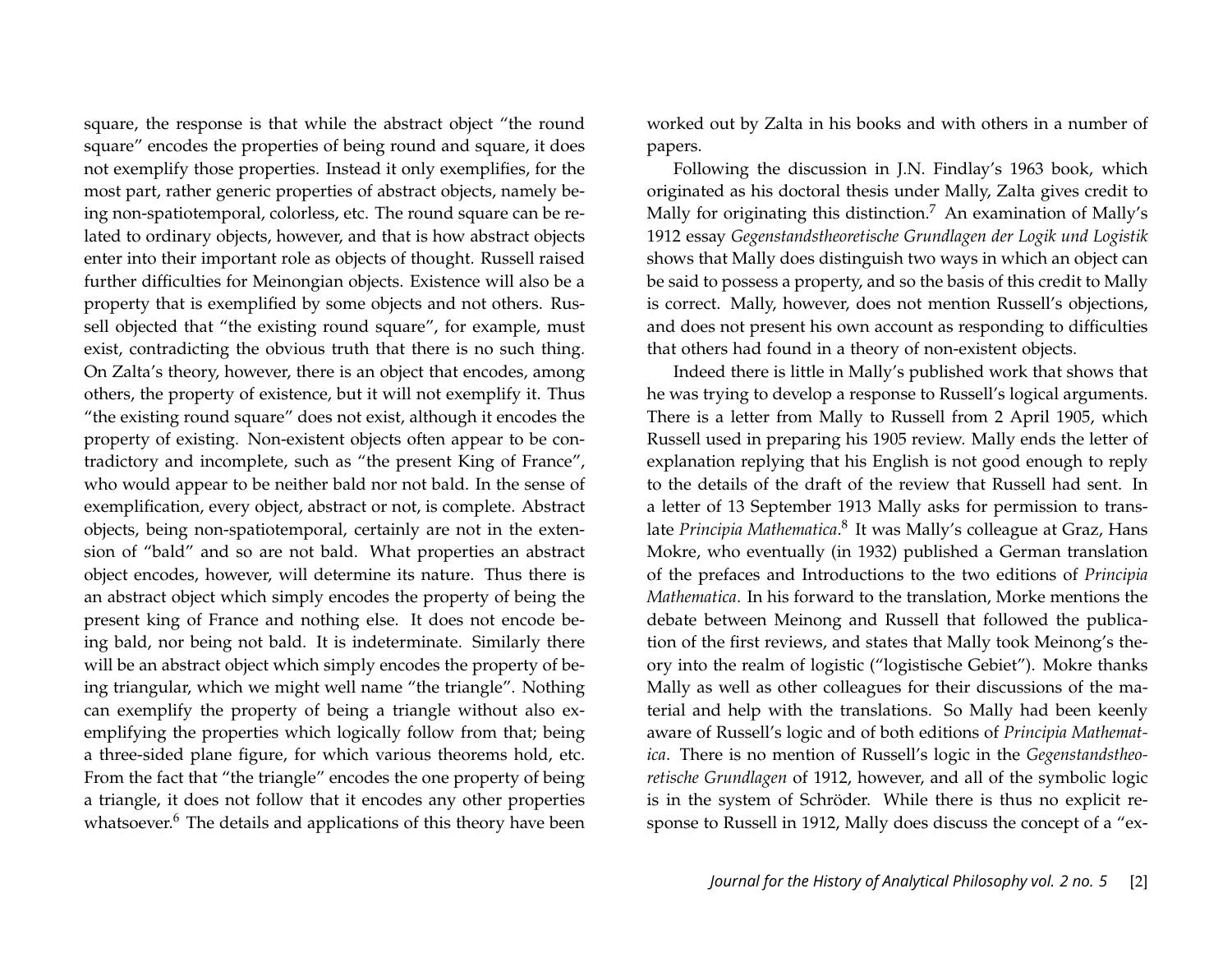square, the response is that while the abstract object "the round square" encodes the properties of being round and square, it does not exemplify those properties. Instead it only exemplifies, for the most part, rather generic properties of abstract objects, namely being non-spatiotemporal, colorless, etc. The round square can be related to ordinary objects, however, and that is how abstract objects enter into their important role as objects of thought. Russell raised further difficulties for Meinongian objects. Existence will also be a property that is exemplified by some objects and not others. Russell objected that "the existing round square", for example, must exist, contradicting the obvious truth that there is no such thing. On Zalta's theory, however, there is an object that encodes, among others, the property of existence, but it will not exemplify it. Thus "the existing round square" does not exist, although it encodes the property of existing. Non-existent objects often appear to be contradictory and incomplete, such as "the present King of France", who would appear to be neither bald nor not bald. In the sense of exemplification, every object, abstract or not, is complete. Abstract objects, being non-spatiotemporal, certainly are not in the extension of "bald" and so are not bald. What properties an abstract object encodes, however, will determine its nature. Thus there is an abstract object which simply encodes the property of being the present king of France and nothing else. It does not encode being bald, nor being not bald. It is indeterminate. Similarly there will be an abstract object which simply encodes the property of being triangular, which we might well name "the triangle". Nothing can exemplify the property of being a triangle without also exemplifying the properties which logically follow from that; being a three-sided plane figure, for which various theorems hold, etc. From the fact that "the triangle" encodes the one property of being a triangle, it does not follow that it encodes any other properties whatsoever.[6] The details and applications of this theory have been worked out by Zalta in his books and with others in a number of papers.

Following the discussion in J.N. Findlay's 1963 book, which originated as his doctoral thesis under Mally, Zalta gives credit to Mally for originating this distinction.[7] An examination of Mally's 1912 essay *Gegenstandstheoretische Grundlagen der Logik und Logistik* shows that Mally does distinguish two ways in which an object can be said to possess a property, and so the basis of this credit to Mally is correct. Mally, however, does not mention Russell's objections, and does not present his own account as responding to difficulties that others had found in a theory of non-existent objects.

Indeed there is little in Mally's published work that shows that he was trying to develop a response to Russell's logical arguments. There is a letter from Mally to Russell from 2 April 1905, which Russell used in preparing his 1905 review. Mally ends the letter of explanation replying that his English is not good enough to reply to the details of the draft of the review that Russell had sent. In a letter of 13 September 1913 Mally asks for permission to translate *Principia Mathematica*.[8] It was Mally's colleague at Graz, Hans Mokre, who eventually (in 1932) published a German translation of the prefaces and Introductions to the two editions of *Principia Mathematica*. In his forward to the translation, Morke mentions the debate between Meinong and Russell that followed the publication of the first reviews, and states that Mally took Meinong's theory into the realm of logistic ("logistische Gebiet"). Mokre thanks Mally as well as other colleagues for their discussions of the material and help with the translations. So Mally had been keenly aware of Russell's logic and of both editions of *Principia Mathematica*. There is no mention of Russell's logic in the *Gegenstandstheoretische Grundlagen* of 1912, however, and all of the symbolic logic is in the system of Schröder. While there is thus no explicit response to Russell in 1912, Mally does discuss the concept of a "ex-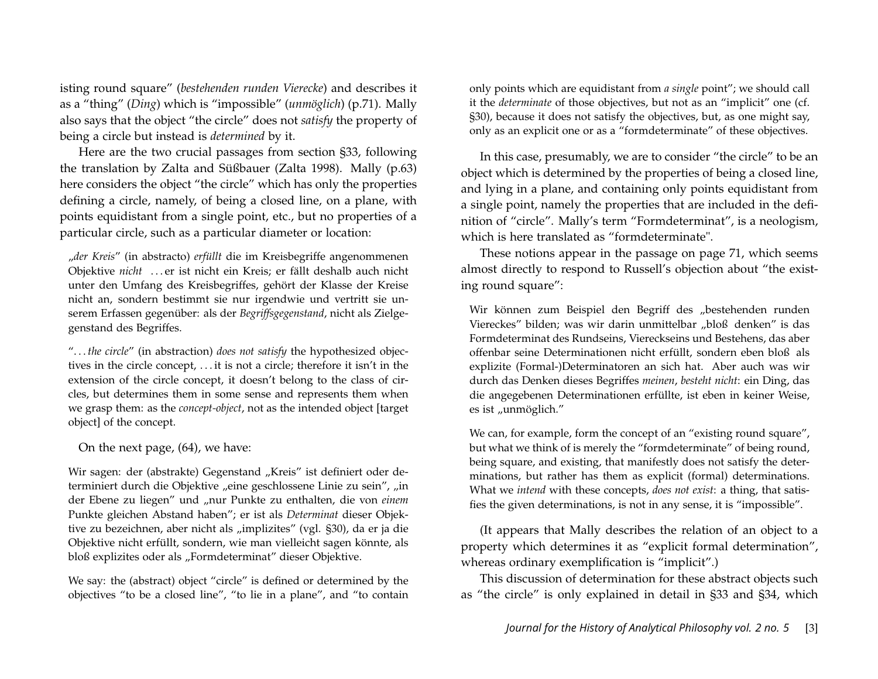isting round square" (*bestehenden runden Vierecke*) and describes it as a "thing" (*Ding*) which is "impossible" (*unmöglich*) (p.71). Mally also says that the object "the circle" does not *satisfy* the property of being a circle but instead is *determined* by it.

Here are the two crucial passages from section §33, following the translation by Zalta and Süßbauer (Zalta 1998). Mally (p.63) here considers the object "the circle" which has only the properties defining a circle, namely, of being a closed line, on a plane, with points equidistant from a single point, etc., but no properties of a particular circle, such as a particular diameter or location:

> „*der Kreis*" (in abstracto) *erfüllt* die im Kreisbegriffe angenommenen Objektive *nicht* ... er ist nicht ein Kreis; er fällt deshalb auch nicht unter den Umfang des Kreisbegriffes, gehört der Klasse der Kreise nicht an, sondern bestimmt sie nur irgendwie und vertritt sie unserem Erfassen gegenüber: als der *Begriffsgegenstand*, nicht als Zielgegenstand des Begriffes.

> "... *the circle*" (in abstraction) *does not satisfy* the hypothesized objectives in the circle concept, ... it is not a circle; therefore it isn't in the extension of the circle concept, it doesn't belong to the class of circles, but determines them in some sense and represents them when we grasp them: as the *concept-object*, not as the intended object [target object] of the concept.

On the next page, (64), we have:

> Wir sagen: der (abstrakte) Gegenstand „Kreis" ist definiert oder determiniert durch die Objektive „eine geschlossene Linie zu sein", „in der Ebene zu liegen" und „nur Punkte zu enthalten, die von *einem* Punkte gleichen Abstand haben"; er ist als *Determinat* dieser Objektive zu bezeichnen, aber nicht als „implizites" (vgl. §30), da er ja die Objektive nicht erfüllt, sondern, wie man vielleicht sagen könnte, als bloß explizites oder als „Formdeterminat" dieser Objektive.

> We say: the (abstract) object "circle" is defined or determined by the objectives "to be a closed line", "to lie in a plane", and "to contain only points which are equidistant from *a single* point"; we should call it the *determinate* of those objectives, but not as an "implicit" one (cf. §30), because it does not satisfy the objectives, but, as one might say, only as an explicit one or as a "formdeterminate" of these objectives.

In this case, presumably, we are to consider "the circle" to be an object which is determined by the properties of being a closed line, and lying in a plane, and containing only points equidistant from a single point, namely the properties that are included in the definition of "circle". Mally's term "Formdeterminat", is a neologism, which is here translated as "formdeterminate".

These notions appear in the passage on page 71, which seems almost directly to respond to Russell's objection about "the existing round square":

> Wir können zum Beispiel den Begriff des „bestehenden runden Viereckes" bilden; was wir darin unmittelbar „bloß denken" is das Formdeterminat des Rundseins, Viereckseins und Bestehens, das aber offenbar seine Determinationen nicht erfüllt, sondern eben bloß als explizite (Formal-)Determinatoren an sich hat. Aber auch was wir durch das Denken dieses Begriffes *meinen*, *besteht nicht*: ein Ding, das die angegebenen Determinationen erfüllte, ist eben in keiner Weise, es ist „unmöglich."

> We can, for example, form the concept of an "existing round square", but what we think of is merely the "formdeterminate" of being round, being square, and existing, that manifestly does not satisfy the determinations, but rather has them as explicit (formal) determinations. What we *intend* with these concepts, *does not exist*: a thing, that satisfies the given determinations, is not in any sense, it is "impossible".

(It appears that Mally describes the relation of an object to a property which determines it as "explicit formal determination", whereas ordinary exemplification is "implicit".)

This discussion of determination for these abstract objects such as "the circle" is only explained in detail in §33 and §34, which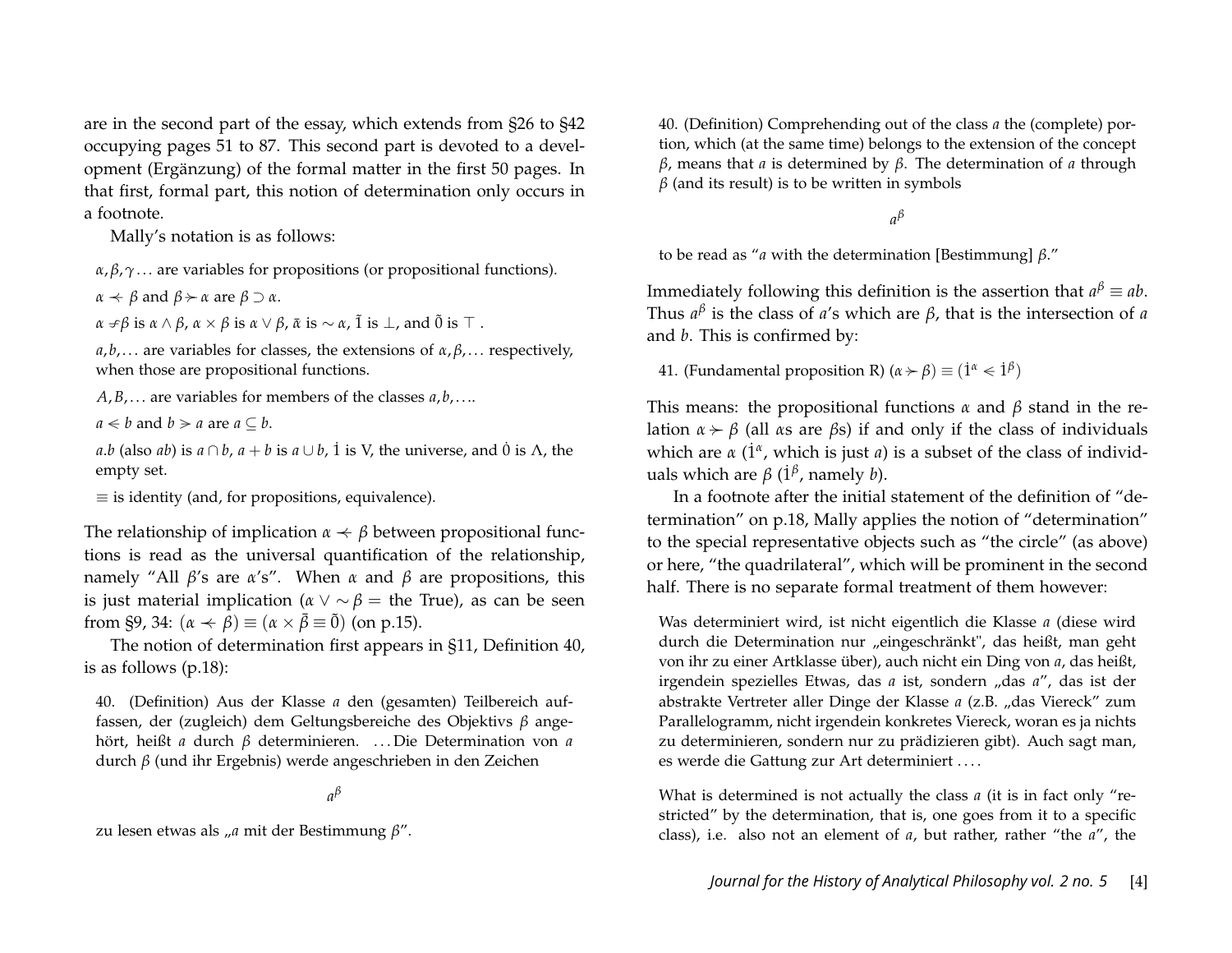are in the second part of the essay, which extends from §26 to §42 occupying pages 51 to 87. This second part is devoted to a development (Ergänzung) of the formal matter in the first 50 pages. In that first, formal part, this notion of determination only occurs in a footnote.

Mally's notation is as follows:

$\alpha, \beta, \gamma \ldots$ are variables for propositions (or propositional functions).

$\alpha \prec\!\!\!\!\cdot\, \beta$ and $\beta \succ\!\!\!\!\cdot\, \alpha$ are $\beta \supset \alpha$.

$\alpha \not\succ \beta$ is $\alpha \wedge \beta$, $\alpha \times \beta$ is $\alpha \vee \beta$, $\bar{\alpha}$ is $\sim \alpha$, $\tilde{1}$ is $\perp$, and $\tilde{0}$ is $\top$ .

$a, b, \ldots$ are variables for classes, the extensions of $\alpha, \beta, \ldots$ respectively, when those are propositional functions.

$A, B, \ldots$ are variables for members of the classes $a, b, \ldots$.

$a \lessdot b$ and $b \gtrdot a$ are $a \subseteq b$.

$a.b$ (also $ab$) is $a \cap b$, $a + b$ is $a \cup b$, $\dot{1}$ is V, the universe, and $\dot{0}$ is $\Lambda$, the empty set.

$\equiv$ is identity (and, for propositions, equivalence).

The relationship of implication $\alpha \prec\!\!\!\!\cdot\, \beta$ between propositional functions is read as the universal quantification of the relationship, namely "All $\beta$'s are $\alpha$'s". When $\alpha$ and $\beta$ are propositions, this is just material implication ($\alpha \vee \sim \beta =$ the True), as can be seen from §9, 34: $(\alpha \prec\!\!\!\!\cdot\, \beta) \equiv (\alpha \times \bar{\beta} \equiv \tilde{0})$ (on p.15).

The notion of determination first appears in §11, Definition 40, is as follows (p.18):

> 40. (Definition) Aus der Klasse $a$ den (gesamten) Teilbereich auffassen, der (zugleich) dem Geltungsbereiche des Objektivs $\beta$ angehört, heißt $a$ durch $\beta$ determinieren. ...Die Determination von $a$ durch $\beta$ (und ihr Ergebnis) werde angeschrieben in den Zeichen
>
> $$a^{\beta}$$
>
> zu lesen etwas als „$a$ mit der Bestimmung $\beta$".

> 40. (Definition) Comprehending out of the class $a$ the (complete) portion, which (at the same time) belongs to the extension of the concept $\beta$, means that $a$ is determined by $\beta$. The determination of $a$ through $\beta$ (and its result) is to be written in symbols
>
> $$a^{\beta}$$
>
> to be read as "$a$ with the determination [Bestimmung] $\beta$."

Immediately following this definition is the assertion that $a^{\beta} \equiv ab$. Thus $a^{\beta}$ is the class of $a$'s which are $\beta$, that is the intersection of $a$ and $b$. This is confirmed by:

> 41. (Fundamental proposition R) $(\alpha \succ\!\!\!\!\cdot\, \beta) \equiv (\dot{1}^{\alpha} \lessdot \dot{1}^{\beta})$

This means: the propositional functions $\alpha$ and $\beta$ stand in the relation $\alpha \succ\!\!\!\!\cdot\, \beta$ (all $\alpha$s are $\beta$s) if and only if the class of individuals which are $\alpha$ ($\dot{1}^{\alpha}$, which is just $a$) is a subset of the class of individuals which are $\beta$ ($\dot{1}^{\beta}$, namely $b$).

In a footnote after the initial statement of the definition of "determination" on p.18, Mally applies the notion of "determination" to the special representative objects such as "the circle" (as above) or here, "the quadrilateral", which will be prominent in the second half. There is no separate formal treatment of them however:

> Was determiniert wird, ist nicht eigentlich die Klasse $a$ (diese wird durch die Determination nur „eingeschränkt", das heißt, man geht von ihr zu einer Artklasse über), auch nicht ein Ding von $a$, das heißt, irgendein spezielles Etwas, das $a$ ist, sondern „das $a$", das ist der abstrakte Vertreter aller Dinge der Klasse $a$ (z.B. „das Viereck" zum Parallelogramm, nicht irgendein konkretes Viereck, woran es ja nichts zu determinieren, sondern nur zu prädizieren gibt). Auch sagt man, es werde die Gattung zur Art determiniert ....

> What is determined is not actually the class $a$ (it is in fact only "restricted" by the determination, that is, one goes from it to a specific class), i.e. also not an element of $a$, but rather, rather "the $a$", the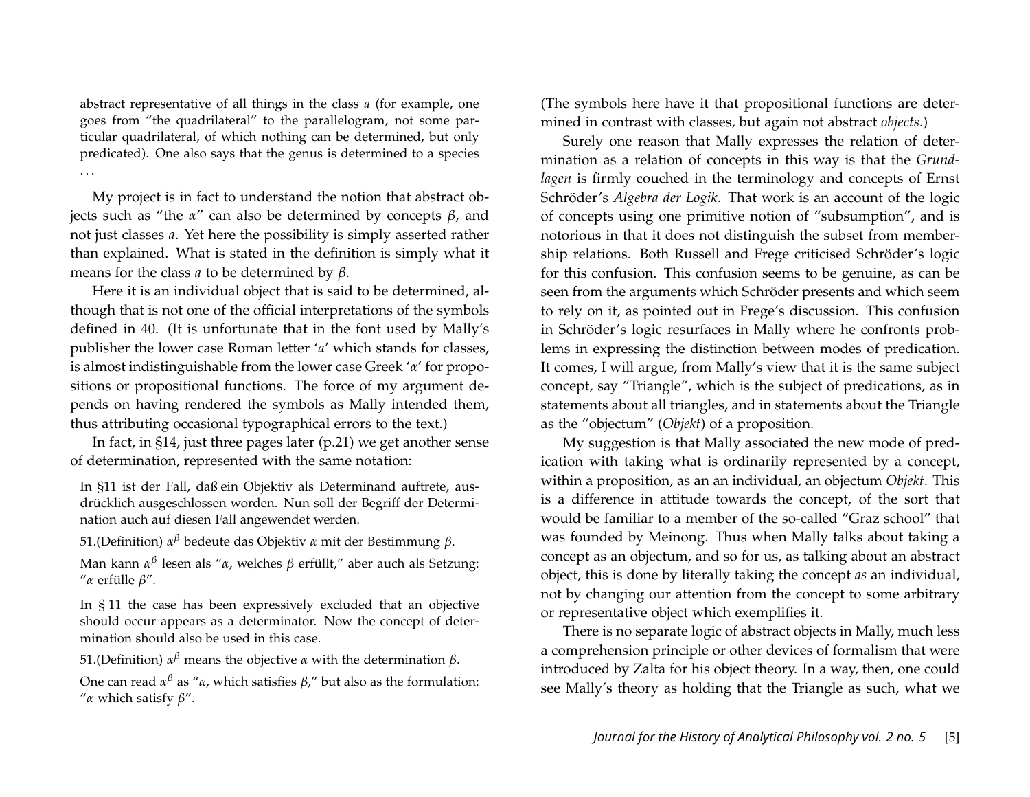abstract representative of all things in the class $a$ (for example, one goes from "the quadrilateral" to the parallelogram, not some particular quadrilateral, of which nothing can be determined, but only predicated). One also says that the genus is determined to a species . . .

My project is in fact to understand the notion that abstract objects such as "the $\alpha$" can also be determined by concepts $\beta$, and not just classes $a$. Yet here the possibility is simply asserted rather than explained. What is stated in the definition is simply what it means for the class $a$ to be determined by $\beta$.

Here it is an individual object that is said to be determined, although that is not one of the official interpretations of the symbols defined in 40. (It is unfortunate that in the font used by Mally's publisher the lower case Roman letter '$a$' which stands for classes, is almost indistinguishable from the lower case Greek '$\alpha$' for propositions or propositional functions. The force of my argument depends on having rendered the symbols as Mally intended them, thus attributing occasional typographical errors to the text.)

In fact, in §14, just three pages later (p.21) we get another sense of determination, represented with the same notation:

> In §11 ist der Fall, daß ein Objektiv als Determinand auftrete, ausdrücklich ausgeschlossen worden. Nun soll der Begriff der Determination auch auf diesen Fall angewendet werden.
>
> 51.(Definition) $\alpha^{\beta}$ bedeute das Objektiv $\alpha$ mit der Bestimmung $\beta$.
>
> Man kann $\alpha^{\beta}$ lesen als "$\alpha$, welches $\beta$ erfüllt," aber auch als Setzung: "$\alpha$ erfülle $\beta$".
>
> In § 11 the case has been expressively excluded that an objective should occur appears as a determinator. Now the concept of determination should also be used in this case.
>
> 51.(Definition) $\alpha^{\beta}$ means the objective $\alpha$ with the determination $\beta$.
>
> One can read $\alpha^{\beta}$ as "$\alpha$, which satisfies $\beta$," but also as the formulation: "$\alpha$ which satisfy $\beta$".

(The symbols here have it that propositional functions are determined in contrast with classes, but again not abstract *objects*.)

Surely one reason that Mally expresses the relation of determination as a relation of concepts in this way is that the *Grundlagen* is firmly couched in the terminology and concepts of Ernst Schröder's *Algebra der Logik*. That work is an account of the logic of concepts using one primitive notion of "subsumption", and is notorious in that it does not distinguish the subset from membership relations. Both Russell and Frege criticised Schröder's logic for this confusion. This confusion seems to be genuine, as can be seen from the arguments which Schröder presents and which seem to rely on it, as pointed out in Frege's discussion. This confusion in Schröder's logic resurfaces in Mally where he confronts problems in expressing the distinction between modes of predication. It comes, I will argue, from Mally's view that it is the same subject concept, say "Triangle", which is the subject of predications, as in statements about all triangles, and in statements about the Triangle as the "objectum" (*Objekt*) of a proposition.

My suggestion is that Mally associated the new mode of predication with taking what is ordinarily represented by a concept, within a proposition, as an an individual, an objectum *Objekt*. This is a difference in attitude towards the concept, of the sort that would be familiar to a member of the so-called "Graz school" that was founded by Meinong. Thus when Mally talks about taking a concept as an objectum, and so for us, as talking about an abstract object, this is done by literally taking the concept *as* an individual, not by changing our attention from the concept to some arbitrary or representative object which exemplifies it.

There is no separate logic of abstract objects in Mally, much less a comprehension principle or other devices of formalism that were introduced by Zalta for his object theory. In a way, then, one could see Mally's theory as holding that the Triangle as such, what we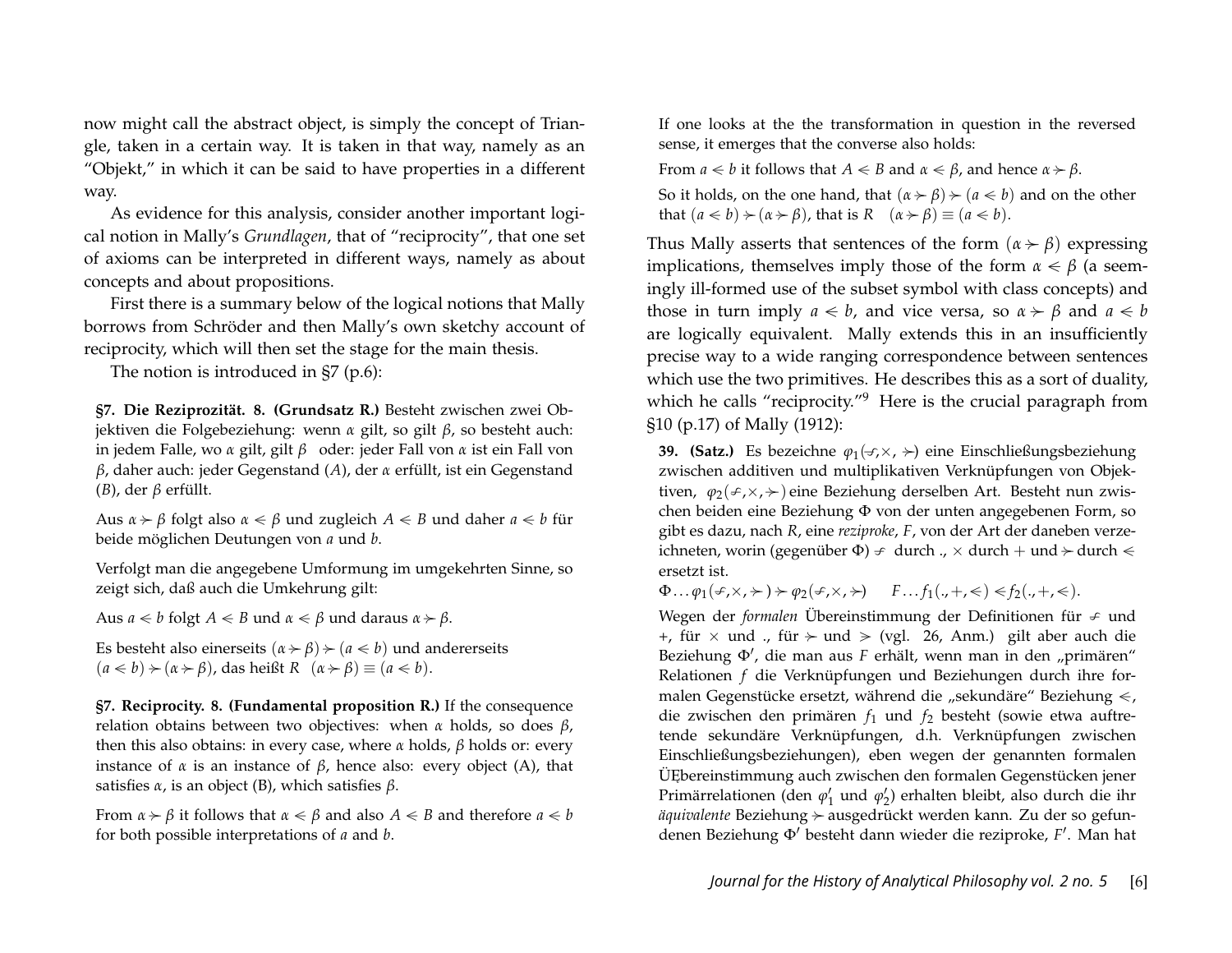now might call the abstract object, is simply the concept of Triangle, taken in a certain way. It is taken in that way, namely as an "Objekt," in which it can be said to have properties in a different way.

As evidence for this analysis, consider another important logical notion in Mally's *Grundlagen*, that of "reciprocity", that one set of axioms can be interpreted in different ways, namely as about concepts and about propositions.

First there is a summary below of the logical notions that Mally borrows from Schröder and then Mally's own sketchy account of reciprocity, which will then set the stage for the main thesis.

The notion is introduced in §7 (p.6):

> **§7. Die Reziprozität. 8. (Grundsatz R.)** Besteht zwischen zwei Objektiven die Folgebeziehung: wenn $\alpha$ gilt, so gilt $\beta$, so besteht auch: in jedem Falle, wo $\alpha$ gilt, gilt $\beta$ oder: jeder Fall von $\alpha$ ist ein Fall von $\beta$, daher auch: jeder Gegenstand ($A$), der $\alpha$ erfüllt, ist ein Gegenstand ($B$), der $\beta$ erfüllt.
>
> Aus $\alpha \succ \beta$ folgt also $\alpha \lessdot \beta$ und zugleich $A \lessdot B$ und daher $a \lessdot b$ für beide möglichen Deutungen von $a$ und $b$.
>
> Verfolgt man die angegebene Umformung im umgekehrten Sinne, so zeigt sich, daß auch die Umkehrung gilt:
>
> Aus $a \lessdot b$ folgt $A \lessdot B$ und $\alpha \lessdot \beta$ und daraus $\alpha \succ \beta$.
>
> Es besteht also einerseits $(\alpha \succ \beta) \succ (a \lessdot b)$ und andererseits $(a \lessdot b) \succ (\alpha \succ \beta)$, das heißt $R \quad (\alpha \succ \beta) \equiv (a \lessdot b)$.

> **§7. Reciprocity. 8. (Fundamental proposition R.)** If the consequence relation obtains between two objectives: when $\alpha$ holds, so does $\beta$, then this also obtains: in every case, where $\alpha$ holds, $\beta$ holds or: every instance of $\alpha$ is an instance of $\beta$, hence also: every object (A), that satisfies $\alpha$, is an object (B), which satisfies $\beta$.
>
> From $\alpha \succ \beta$ it follows that $\alpha \lessdot \beta$ and also $A \lessdot B$ and therefore $a \lessdot b$ for both possible interpretations of $a$ and $b$.
>
> If one looks at the the transformation in question in the reversed sense, it emerges that the converse also holds:
>
> From $a \lessdot b$ it follows that $A \lessdot B$ and $\alpha \lessdot \beta$, and hence $\alpha \succ \beta$.
>
> So it holds, on the one hand, that $(\alpha \succ \beta) \succ (a \lessdot b)$ and on the other that $(a \lessdot b) \succ (\alpha \succ \beta)$, that is $R \quad (\alpha \succ \beta) \equiv (a \lessdot b)$.

Thus Mally asserts that sentences of the form $(\alpha \succ \beta)$ expressing implications, themselves imply those of the form $\alpha \lessdot \beta$ (a seemingly ill-formed use of the subset symbol with class concepts) and those in turn imply $a \lessdot b$, and vice versa, so $\alpha \succ \beta$ and $a \lessdot b$ are logically equivalent. Mally extends this in an insufficiently precise way to a wide ranging correspondence between sentences which use the two primitives. He describes this as a sort of duality, which he calls "reciprocity."[9] Here is the crucial paragraph from §10 (p.17) of Mally (1912):

> **39. (Satz.)** Es bezeichne $\varphi_1(\not\frown, \times, \succ)$ eine Einschließungsbeziehung zwischen additiven und multiplikativen Verknüpfungen von Objektiven, $\varphi_2(\not\frown, \times, \succ)$ eine Beziehung derselben Art. Besteht nun zwischen beiden eine Beziehung $\Phi$ von der unten angegebenen Form, so gibt es dazu, nach $R$, eine *reziproke*, $F$, von der Art der daneben verzeichneten, worin (gegenüber $\Phi$) $\not\frown$ durch ., $\times$ durch $+$ und $\succ$ durch $\lessdot$ ersetzt ist.
>
> $\Phi \ldots \varphi_1(\not\frown, \times, \succ) \succ \varphi_2(\not\frown, \times, \succ) \qquad F \ldots f_1(., +, \lessdot) \lessdot f_2(., +, \lessdot)$.
>
> Wegen der *formalen* Übereinstimmung der Definitionen für $\not\frown$ und $+$, für $\times$ und ., für $\succ$ und $\geqslant$ (vgl. 26, Anm.) gilt aber auch die Beziehung $\Phi'$, die man aus $F$ erhält, wenn man in den „primären" Relationen $f$ die Verknüpfungen und Beziehungen durch ihre formalen Gegenstücke ersetzt, während die „sekundäre" Beziehung $\lessdot$, die zwischen den primären $f_1$ und $f_2$ besteht (sowie etwa auftretende sekundäre Verknüpfungen, d.h. Verknüpfungen zwischen Einschließungsbeziehungen), eben wegen der genannten formalen ÜEbereinstimmung auch zwischen den formalen Gegenstücken jener Primärrelationen (den $\varphi_1'$ und $\varphi_2'$) erhalten bleibt, also durch die ihr *äquivalente* Beziehung $\succ$ ausgedrückt werden kann. Zu der so gefundenen Beziehung $\Phi'$ besteht dann wieder die reziproke, $F'$. Man hat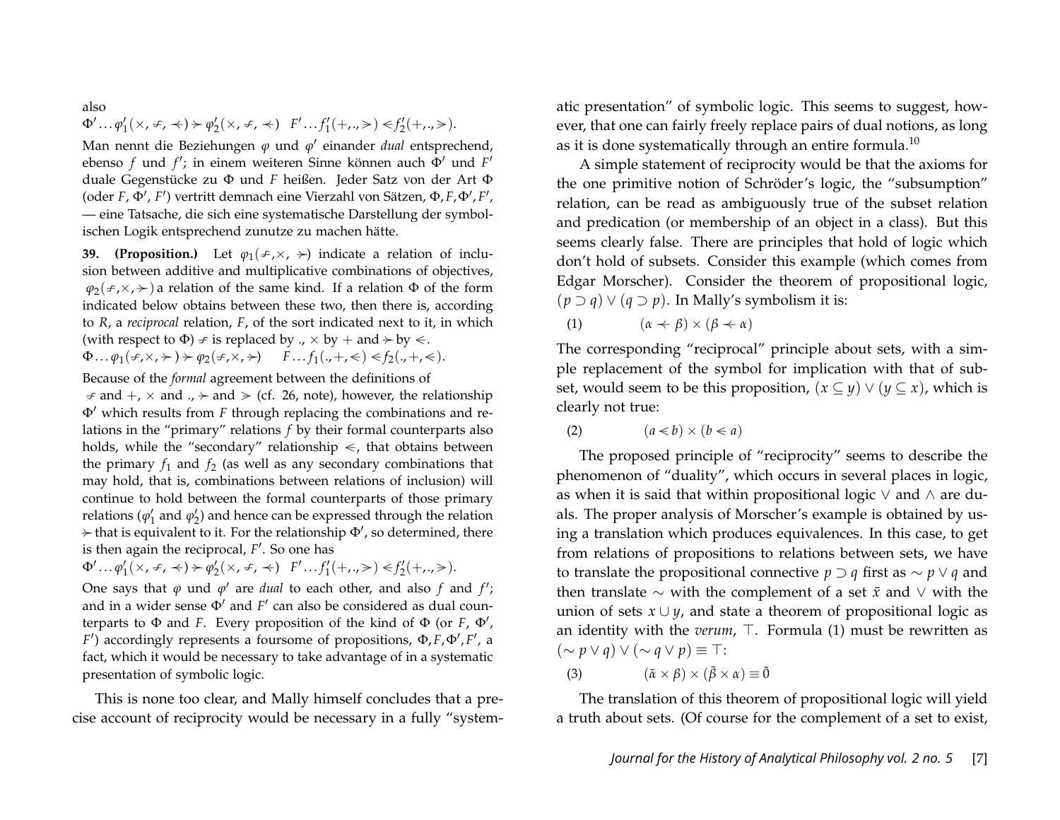also

$\Phi' \ldots \varphi_1'(\times, \not\prec, \prec\!\!\!\prec) \succ \varphi_2'(\times, \not\prec, \prec\!\!\!\prec) \quad F' \ldots f_1'(+, ., \gg) \lessdot f_2'(+, ., \gg).$

Man nennt die Beziehungen $\varphi$ und $\varphi'$ einander *dual* entsprechend, ebenso $f$ und $f'$; in einem weiteren Sinne können auch $\Phi'$ und $F'$ duale Gegenstücke zu $\Phi$ und $F$ heißen. Jeder Satz von der Art $\Phi$ (oder $F$, $\Phi'$, $F'$) vertritt demnach eine Vierzahl von Sätzen, $\Phi, F, \Phi', F'$, — eine Tatsache, die sich eine systematische Darstellung der symbolischen Logik entsprechend zunutze zu machen hätte.

**39. (Proposition.)** Let $\varphi_1(\not\prec, \times, \succ)$ indicate a relation of inclusion between additive and multiplicative combinations of objectives, $\varphi_2(\not\prec, \times, \succ)$ a relation of the same kind. If a relation $\Phi$ of the form indicated below obtains between these two, then there is, according to $R$, a *reciprocal* relation, $F$, of the sort indicated next to it, in which (with respect to $\Phi$) $\not\prec$ is replaced by ., $\times$ by $+$ and $\succ$ by $\lessdot$.

$\Phi \ldots \varphi_1(\not\prec, \times, \succ) \succ \varphi_2(\not\prec, \times, \succ) \qquad F \ldots f_1(., +, \lessdot) \lessdot f_2(., +, \lessdot).$

Because of the *formal* agreement between the definitions of $\not\prec$ and $+$, $\times$ and ., $\succ$ and $\gg$ (cf. 26, note), however, the relationship $\Phi'$ which results from $F$ through replacing the combinations and relations in the "primary" relations $f$ by their formal counterparts also holds, while the "secondary" relationship $\lessdot$, that obtains between the primary $f_1$ and $f_2$ (as well as any secondary combinations that may hold, that is, combinations between relations of inclusion) will continue to hold between the formal counterparts of those primary relations ($\varphi_1'$ and $\varphi_2'$) and hence can be expressed through the relation $\succ$ that is equivalent to it. For the relationship $\Phi'$, so determined, there is then again the reciprocal, $F'$. So one has

$\Phi' \ldots \varphi_1'(\times, \not\prec, \prec\!\!\!\prec) \succ \varphi_2'(\times, \not\prec, \prec\!\!\!\prec) \quad F' \ldots f_1'(+, ., \gg) \lessdot f_2'(+, ., \gg).$

One says that $\varphi$ und $\varphi'$ are *dual* to each other, and also $f$ and $f'$; and in a wider sense $\Phi'$ and $F'$ can also be considered as dual counterparts to $\Phi$ and $F$. Every proposition of the kind of $\Phi$ (or $F$, $\Phi'$, $F'$) accordingly represents a foursome of propositions, $\Phi, F, \Phi', F'$, a fact, which it would be necessary to take advantage of in a systematic presentation of symbolic logic.

This is none too clear, and Mally himself concludes that a precise account of reciprocity would be necessary in a fully "systematic presentation" of symbolic logic. This seems to suggest, however, that one can fairly freely replace pairs of dual notions, as long as it is done systematically through an entire formula.[10]

A simple statement of reciprocity would be that the axioms for the one primitive notion of Schröder's logic, the "subsumption" relation, can be read as ambiguously true of the subset relation and predication (or membership of an object in a class). But this seems clearly false. There are principles that hold of logic which don't hold of subsets. Consider this example (which comes from Edgar Morscher). Consider the theorem of propositional logic, $(p \supset q) \vee (q \supset p)$. In Mally's symbolism it is:

(1) $\qquad (\alpha \prec\!\!\!\prec \beta) \times (\beta \prec\!\!\!\prec \alpha)$

The corresponding "reciprocal" principle about sets, with a simple replacement of the symbol for implication with that of subset, would seem to be this proposition, $(x \subseteq y) \vee (y \subseteq x)$, which is clearly not true:

(2) $\qquad (a \lessdot b) \times (b \lessdot a)$

The proposed principle of "reciprocity" seems to describe the phenomenon of "duality", which occurs in several places in logic, as when it is said that within propositional logic $\vee$ and $\wedge$ are duals. The proper analysis of Morscher's example is obtained by using a translation which produces equivalences. In this case, to get from relations of propositions to relations between sets, we have to translate the propositional connective $p \supset q$ first as $\sim p \vee q$ and then translate $\sim$ with the complement of a set $\bar{x}$ and $\vee$ with the union of sets $x \cup y$, and state a theorem of propositional logic as an identity with the *verum*, $\top$. Formula (1) must be rewritten as $(\sim p \vee q) \vee (\sim q \vee p) \equiv \top$:

(3) $\qquad (\bar{\alpha} \times \beta) \times (\bar{\beta} \times \alpha) \equiv \tilde{0}$

The translation of this theorem of propositional logic will yield a truth about sets. (Of course for the complement of a set to exist,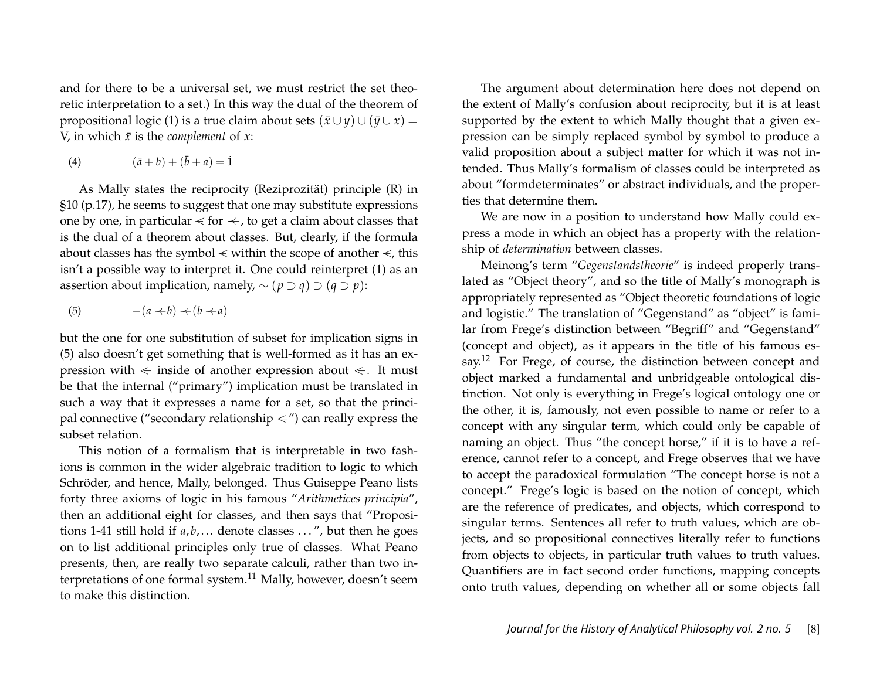and for there to be a universal set, we must restrict the set theoretic interpretation to a set.) In this way the dual of the theorem of propositional logic (1) is a true claim about sets $(\bar{x} \cup y) \cup (\bar{y} \cup x) = V$, in which $\bar{x}$ is the *complement* of $x$:

$$(4) \qquad (\bar{a} + b) + (\bar{b} + a) = \dot{1}$$

As Mally states the reciprocity (Reziprozität) principle (R) in §10 (p.17), he seems to suggest that one may substitute expressions one by one, in particular $\lessdot$ for $\prec\!\!\!\!-$, to get a claim about classes that is the dual of a theorem about classes. But, clearly, if the formula about classes has the symbol $\lessdot$ within the scope of another $\lessdot$, this isn't a possible way to interpret it. One could reinterpret (1) as an assertion about implication, namely, $\sim (p \supset q) \supset (q \supset p)$:

$$(5) \qquad -(a \prec\!\!\!\!- b) \prec\!\!\!\!- (b \prec\!\!\!\!- a)$$

but the one for one substitution of subset for implication signs in (5) also doesn't get something that is well-formed as it has an expression with $\lessdot$ inside of another expression about $\lessdot$. It must be that the internal ("primary") implication must be translated in such a way that it expresses a name for a set, so that the principal connective ("secondary relationship $\lessdot$") can really express the subset relation.

This notion of a formalism that is interpretable in two fashions is common in the wider algebraic tradition to logic to which Schröder, and hence, Mally, belonged. Thus Guiseppe Peano lists forty three axioms of logic in his famous "*Arithmetices principia*", then an additional eight for classes, and then says that "Propositions 1-41 still hold if $a, b, \ldots$ denote classes ...", but then he goes on to list additional principles only true of classes. What Peano presents, then, are really two separate calculi, rather than two interpretations of one formal system.[11] Mally, however, doesn't seem to make this distinction.

The argument about determination here does not depend on the extent of Mally's confusion about reciprocity, but it is at least supported by the extent to which Mally thought that a given expression can be simply replaced symbol by symbol to produce a valid proposition about a subject matter for which it was not intended. Thus Mally's formalism of classes could be interpreted as about "formdeterminates" or abstract individuals, and the properties that determine them.

We are now in a position to understand how Mally could express a mode in which an object has a property with the relationship of *determination* between classes.

Meinong's term "*Gegenstandstheorie*" is indeed properly translated as "Object theory", and so the title of Mally's monograph is appropriately represented as "Object theoretic foundations of logic and logistic." The translation of "Gegenstand" as "object" is familar from Frege's distinction between "Begriff" and "Gegenstand" (concept and object), as it appears in the title of his famous essay.[12] For Frege, of course, the distinction between concept and object marked a fundamental and unbridgeable ontological distinction. Not only is everything in Frege's logical ontology one or the other, it is, famously, not even possible to name or refer to a concept with any singular term, which could only be capable of naming an object. Thus "the concept horse," if it is to have a reference, cannot refer to a concept, and Frege observes that we have to accept the paradoxical formulation "The concept horse is not a concept." Frege's logic is based on the notion of concept, which are the reference of predicates, and objects, which correspond to singular terms. Sentences all refer to truth values, which are objects, and so propositional connectives literally refer to functions from objects to objects, in particular truth values to truth values. Quantifiers are in fact second order functions, mapping concepts onto truth values, depending on whether all or some objects fall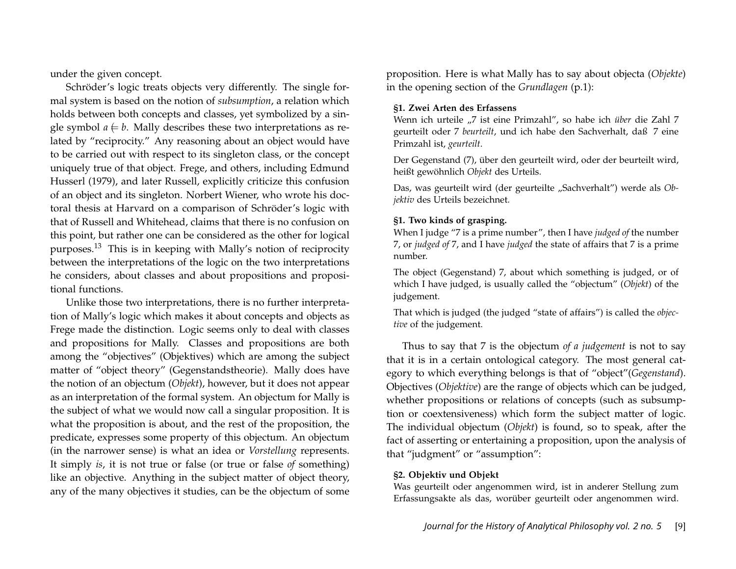under the given concept.

Schröder's logic treats objects very differently. The single formal system is based on the notion of *subsumption*, a relation which holds between both concepts and classes, yet symbolized by a single symbol $a \Subset b$. Mally describes these two interpretations as related by "reciprocity." Any reasoning about an object would have to be carried out with respect to its singleton class, or the concept uniquely true of that object. Frege, and others, including Edmund Husserl (1979), and later Russell, explicitly criticize this confusion of an object and its singleton. Norbert Wiener, who wrote his doctoral thesis at Harvard on a comparison of Schröder's logic with that of Russell and Whitehead, claims that there is no confusion on this point, but rather one can be considered as the other for logical purposes.[13] This is in keeping with Mally's notion of reciprocity between the interpretations of the logic on the two interpretations he considers, about classes and about propositions and propositional functions.

Unlike those two interpretations, there is no further interpretation of Mally's logic which makes it about concepts and objects as Frege made the distinction. Logic seems only to deal with classes and propositions for Mally. Classes and propositions are both among the "objectives" (Objektives) which are among the subject matter of "object theory" (Gegenstandstheorie). Mally does have the notion of an objectum (*Objekt*), however, but it does not appear as an interpretation of the formal system. An objectum for Mally is the subject of what we would now call a singular proposition. It is what the proposition is about, and the rest of the proposition, the predicate, expresses some property of this objectum. An objectum (in the narrower sense) is what an idea or *Vorstellung* represents. It simply *is*, it is not true or false (or true or false *of* something) like an objective. Anything in the subject matter of object theory, any of the many objectives it studies, can be the objectum of some proposition. Here is what Mally has to say about objecta (*Objekte*) in the opening section of the *Grundlagen* (p.1):

> **§1. Zwei Arten des Erfassens**
> Wenn ich urteile „7 ist eine Primzahl", so habe ich *über* die Zahl 7 geurteilt oder 7 *beurteilt*, und ich habe den Sachverhalt, daß 7 eine Primzahl ist, *geurteilt*.
>
> Der Gegenstand (7), über den geurteilt wird, oder der beurteilt wird, heißt gewöhnlich *Objekt* des Urteils.
>
> Das, was geurteilt wird (der geurteilte „Sachverhalt") werde als *Objektiv* des Urteils bezeichnet.

> **§1. Two kinds of grasping.**
> When I judge "7 is a prime number", then I have *judged of* the number 7, or *judged of* 7, and I have *judged* the state of affairs that 7 is a prime number.
>
> The object (Gegenstand) 7, about which something is judged, or of which I have judged, is usually called the "objectum" (*Objekt*) of the judgement.
>
> That which is judged (the judged "state of affairs") is called the *objective* of the judgement.

Thus to say that 7 is the objectum *of a judgement* is not to say that it is in a certain ontological category. The most general category to which everything belongs is that of "object"(*Gegenstand*). Objectives (*Objektive*) are the range of objects which can be judged, whether propositions or relations of concepts (such as subsumption or coextensiveness) which form the subject matter of logic. The individual objectum (*Objekt*) is found, so to speak, after the fact of asserting or entertaining a proposition, upon the analysis of that "judgment" or "assumption":

> **§2. Objektiv und Objekt**
> Was geurteilt oder angenommen wird, ist in anderer Stellung zum Erfassungsakte als das, worüber geurteilt oder angenommen wird.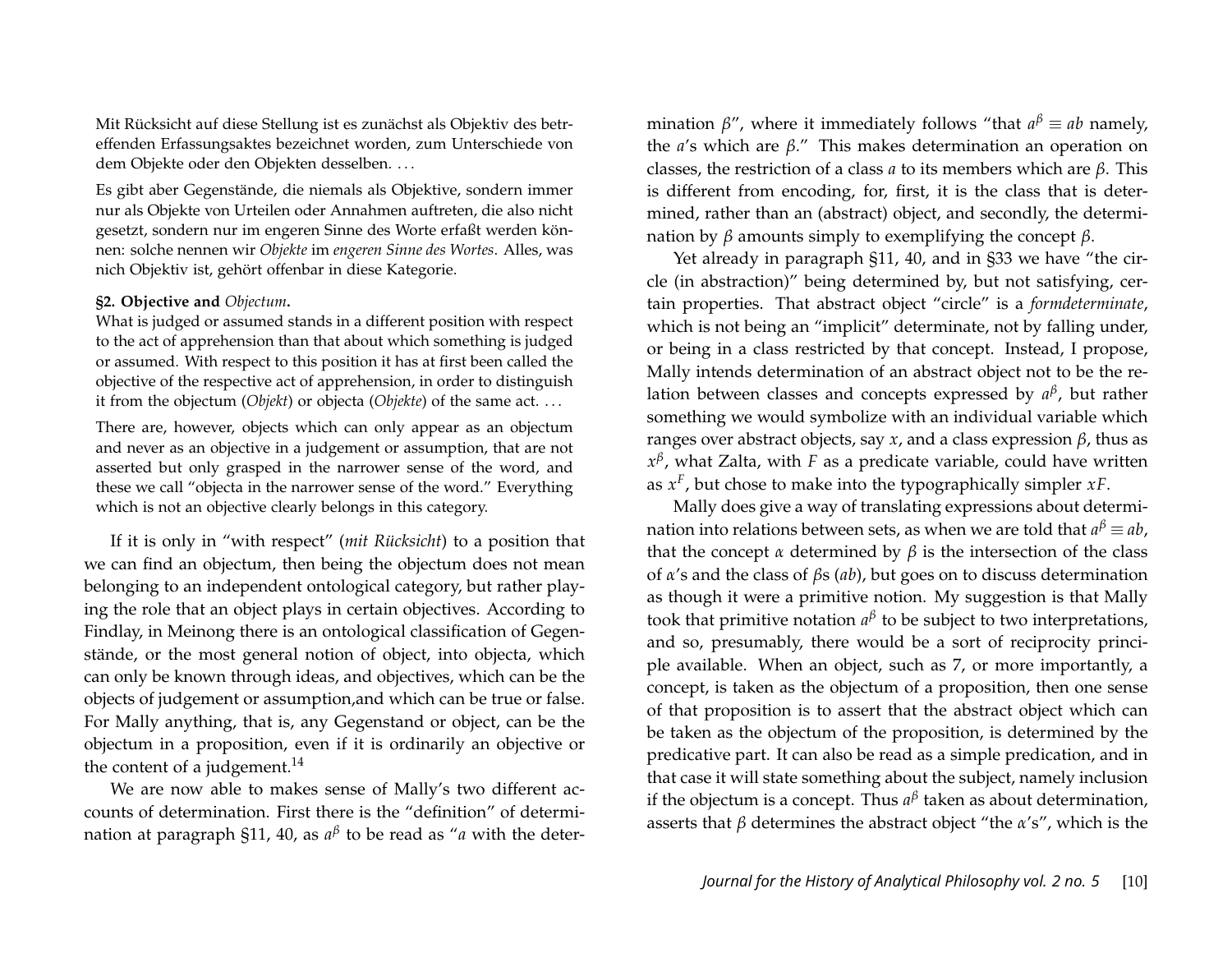Mit Rücksicht auf diese Stellung ist es zunächst als Objektiv des betreffenden Erfassungsaktes bezeichnet worden, zum Unterschiede von dem Objekte oder den Objekten desselben. . . .

Es gibt aber Gegenstände, die niemals als Objektive, sondern immer nur als Objekte von Urteilen oder Annahmen auftreten, die also nicht gesetzt, sondern nur im engeren Sinne des Worte erfaßt werden können: solche nennen wir *Objekte* im *engeren Sinne des Wortes*. Alles, was nich Objektiv ist, gehört offenbar in diese Kategorie.

**§2. Objective and *Objectum*.**
What is judged or assumed stands in a different position with respect to the act of apprehension than that about which something is judged or assumed. With respect to this position it has at first been called the objective of the respective act of apprehension, in order to distinguish it from the objectum (*Objekt*) or objecta (*Objekte*) of the same act. . . .

There are, however, objects which can only appear as an objectum and never as an objective in a judgement or assumption, that are not asserted but only grasped in the narrower sense of the word, and these we call "objecta in the narrower sense of the word." Everything which is not an objective clearly belongs in this category.

If it is only in "with respect" (*mit Rücksicht*) to a position that we can find an objectum, then being the objectum does not mean belonging to an independent ontological category, but rather playing the role that an object plays in certain objectives. According to Findlay, in Meinong there is an ontological classification of Gegenstände, or the most general notion of object, into objecta, which can only be known through ideas, and objectives, which can be the objects of judgement or assumption,and which can be true or false. For Mally anything, that is, any Gegenstand or object, can be the objectum in a proposition, even if it is ordinarily an objective or the content of a judgement.[14]

We are now able to makes sense of Mally's two different accounts of determination. First there is the "definition" of determination at paragraph §11, 40, as $a^{\beta}$ to be read as "$a$ with the determination $\beta$", where it immediately follows "that $a^{\beta} \equiv ab$ namely, the $a$'s which are $\beta$." This makes determination an operation on classes, the restriction of a class $a$ to its members which are $\beta$. This is different from encoding, for, first, it is the class that is determined, rather than an (abstract) object, and secondly, the determination by $\beta$ amounts simply to exemplifying the concept $\beta$.

Yet already in paragraph §11, 40, and in §33 we have "the circle (in abstraction)" being determined by, but not satisfying, certain properties. That abstract object "circle" is a *formdeterminate*, which is not being an "implicit" determinate, not by falling under, or being in a class restricted by that concept. Instead, I propose, Mally intends determination of an abstract object not to be the relation between classes and concepts expressed by $a^{\beta}$, but rather something we would symbolize with an individual variable which ranges over abstract objects, say $x$, and a class expression $\beta$, thus as $x^{\beta}$, what Zalta, with $F$ as a predicate variable, could have written as $x^{F}$, but chose to make into the typographically simpler $xF$.

Mally does give a way of translating expressions about determination into relations between sets, as when we are told that $a^{\beta} \equiv ab$, that the concept $\alpha$ determined by $\beta$ is the intersection of the class of $\alpha$'s and the class of $\beta$s ($ab$), but goes on to discuss determination as though it were a primitive notion. My suggestion is that Mally took that primitive notation $a^{\beta}$ to be subject to two interpretations, and so, presumably, there would be a sort of reciprocity principle available. When an object, such as 7, or more importantly, a concept, is taken as the objectum of a proposition, then one sense of that proposition is to assert that the abstract object which can be taken as the objectum of the proposition, is determined by the predicative part. It can also be read as a simple predication, and in that case it will state something about the subject, namely inclusion if the objectum is a concept. Thus $a^{\beta}$ taken as about determination, asserts that $\beta$ determines the abstract object "the $\alpha$'s", which is the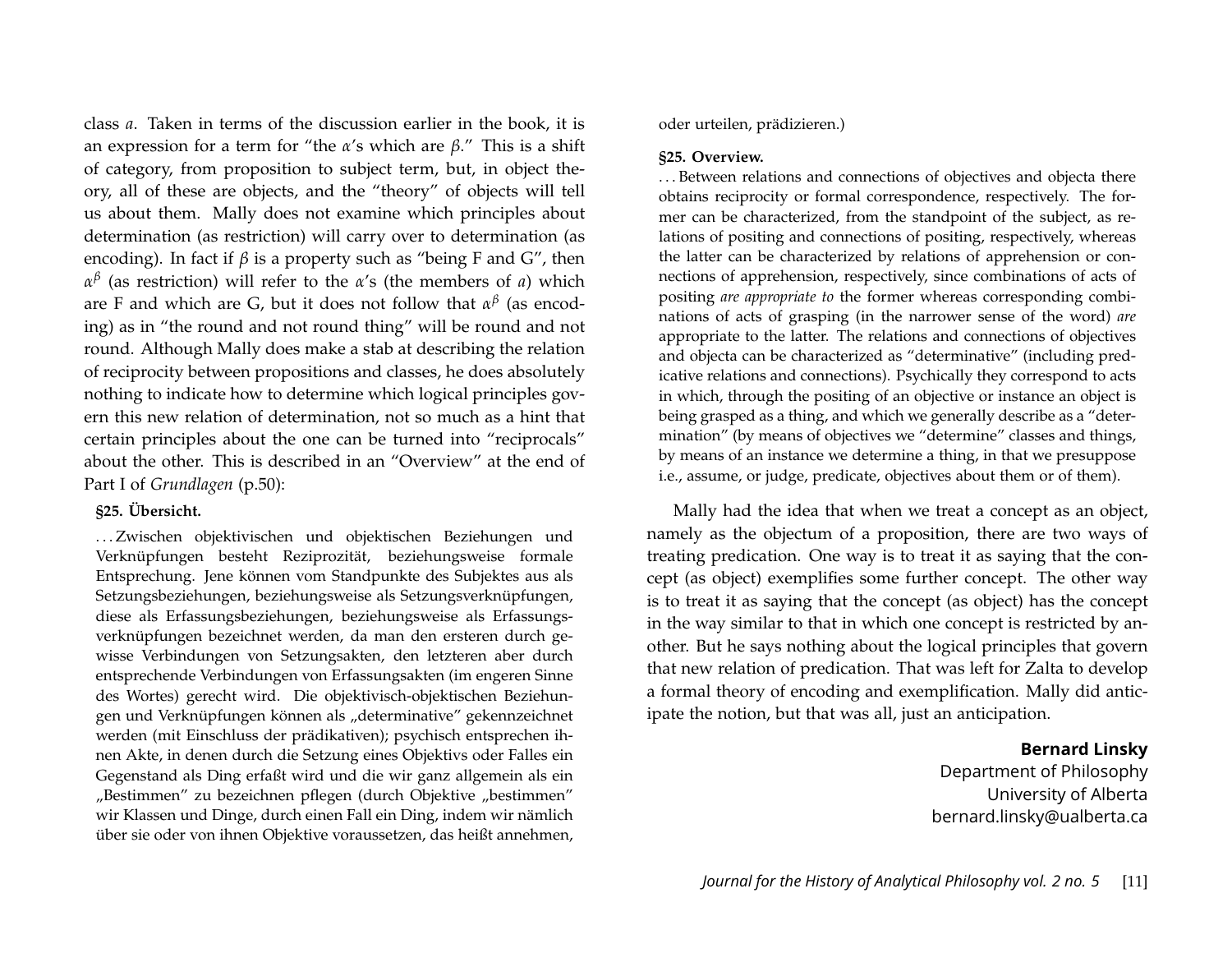class $a$. Taken in terms of the discussion earlier in the book, it is an expression for a term for "the $\alpha$'s which are $\beta$." This is a shift of category, from proposition to subject term, but, in object theory, all of these are objects, and the "theory" of objects will tell us about them. Mally does not examine which principles about determination (as restriction) will carry over to determination (as encoding). In fact if $\beta$ is a property such as "being F and G", then $\alpha^{\beta}$ (as restriction) will refer to the $\alpha$'s (the members of $a$) which are F and which are G, but it does not follow that $\alpha^{\beta}$ (as encoding) as in "the round and not round thing" will be round and not round. Although Mally does make a stab at describing the relation of reciprocity between propositions and classes, he does absolutely nothing to indicate how to determine which logical principles govern this new relation of determination, not so much as a hint that certain principles about the one can be turned into "reciprocals" about the other. This is described in an "Overview" at the end of Part I of *Grundlagen* (p.50):

**§25. Übersicht.**

. . . Zwischen objektivischen und objektischen Beziehungen und Verknüpfungen besteht Reziprozität, beziehungsweise formale Entsprechung. Jene können vom Standpunkte des Subjektes aus als Setzungsbeziehungen, beziehungsweise als Setzungsverknüpfungen, diese als Erfassungsbeziehungen, beziehungsweise als Erfassungsverknüpfungen bezeichnet werden, da man den ersteren durch gewisse Verbindungen von Setzungsakten, den letzteren aber durch entsprechende Verbindungen von Erfassungsakten (im engeren Sinne des Wortes) gerecht wird. Die objektivisch-objektischen Beziehungen und Verknüpfungen können als „determinative" gekennzeichnet werden (mit Einschluss der prädikativen); psychisch entsprechen ihnen Akte, in denen durch die Setzung eines Objektivs oder Falles ein Gegenstand als Ding erfaßt wird und die wir ganz allgemein als ein „Bestimmen" zu bezeichnen pflegen (durch Objektive „bestimmen" wir Klassen und Dinge, durch einen Fall ein Ding, indem wir nämlich über sie oder von ihnen Objektive voraussetzen, das heißt annehmen, oder urteilen, prädizieren.)

**§25. Overview.**

. . . Between relations and connections of objectives and objecta there obtains reciprocity or formal correspondence, respectively. The former can be characterized, from the standpoint of the subject, as relations of positing and connections of positing, respectively, whereas the latter can be characterized by relations of apprehension or connections of apprehension, respectively, since combinations of acts of positing *are appropriate to* the former whereas corresponding combinations of acts of grasping (in the narrower sense of the word) *are* appropriate to the latter. The relations and connections of objectives and objecta can be characterized as "determinative" (including predicative relations and connections). Psychically they correspond to acts in which, through the positing of an objective or instance an object is being grasped as a thing, and which we generally describe as a "determination" (by means of objectives we "determine" classes and things, by means of an instance we determine a thing, in that we presuppose i.e., assume, or judge, predicate, objectives about them or of them).

Mally had the idea that when we treat a concept as an object, namely as the objectum of a proposition, there are two ways of treating predication. One way is to treat it as saying that the concept (as object) exemplifies some further concept. The other way is to treat it as saying that the concept (as object) has the concept in the way similar to that in which one concept is restricted by another. But he says nothing about the logical principles that govern that new relation of predication. That was left for Zalta to develop a formal theory of encoding and exemplification. Mally did anticipate the notion, but that was all, just an anticipation.

**Bernard Linsky**
Department of Philosophy
University of Alberta
bernard.linsky@ualberta.ca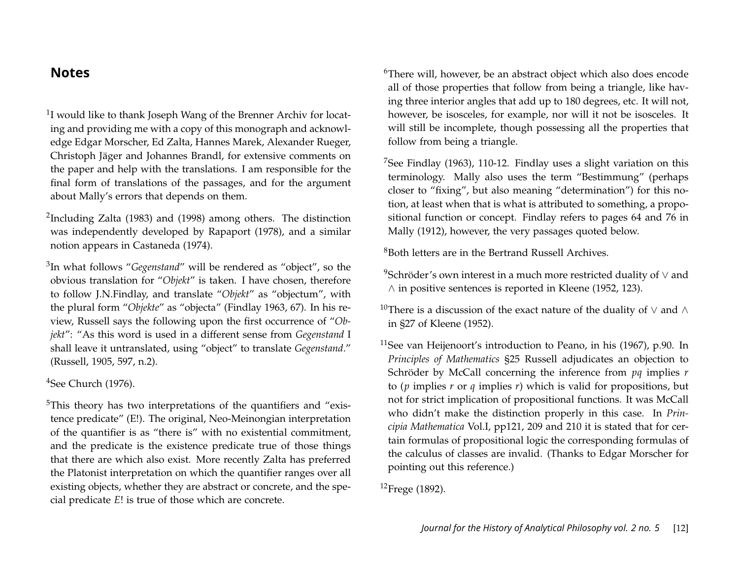## Notes

[1] I would like to thank Joseph Wang of the Brenner Archiv for locating and providing me with a copy of this monograph and acknowledge Edgar Morscher, Ed Zalta, Hannes Marek, Alexander Rueger, Christoph Jäger and Johannes Brandl, for extensive comments on the paper and help with the translations. I am responsible for the final form of translations of the passages, and for the argument about Mally's errors that depends on them.

[2] Including Zalta (1983) and (1998) among others. The distinction was independently developed by Rapaport (1978), and a similar notion appears in Castaneda (1974).

[3] In what follows "*Gegenstand*" will be rendered as "object", so the obvious translation for "*Objekt*" is taken. I have chosen, therefore to follow J.N.Findlay, and translate "*Objekt*" as "objectum", with the plural form "*Objekte*" as "objecta" (Findlay 1963, 67). In his review, Russell says the following upon the first occurrence of "*Objekt*": "As this word is used in a different sense from *Gegenstand* I shall leave it untranslated, using "object" to translate *Gegenstand*." (Russell, 1905, 597, n.2).

[4] See Church (1976).

[5] This theory has two interpretations of the quantifiers and "existence predicate" (E!). The original, Neo-Meinongian interpretation of the quantifier is as "there is" with no existential commitment, and the predicate is the existence predicate true of those things that there are which also exist. More recently Zalta has preferred the Platonist interpretation on which the quantifier ranges over all existing objects, whether they are abstract or concrete, and the special predicate $E!$ is true of those which are concrete.

[6] There will, however, be an abstract object which also does encode all of those properties that follow from being a triangle, like having three interior angles that add up to 180 degrees, etc. It will not, however, be isosceles, for example, nor will it not be isosceles. It will still be incomplete, though possessing all the properties that follow from being a triangle.

[7] See Findlay (1963), 110-12. Findlay uses a slight variation on this terminology. Mally also uses the term "Bestimmung" (perhaps closer to "fixing", but also meaning "determination") for this notion, at least when that is what is attributed to something, a propositional function or concept. Findlay refers to pages 64 and 76 in Mally (1912), however, the very passages quoted below.

[8] Both letters are in the Bertrand Russell Archives.

[9] Schröder's own interest in a much more restricted duality of $\vee$ and $\wedge$ in positive sentences is reported in Kleene (1952, 123).

[10] There is a discussion of the exact nature of the duality of $\vee$ and $\wedge$ in §27 of Kleene (1952).

[11] See van Heijenoort's introduction to Peano, in his (1967), p.90. In *Principles of Mathematics* §25 Russell adjudicates an objection to Schröder by McCall concerning the inference from $pq$ implies $r$ to ($p$ implies $r$ or $q$ implies $r$) which is valid for propositions, but not for strict implication of propositional functions. It was McCall who didn't make the distinction properly in this case. In *Principia Mathematica* Vol.I, pp121, 209 and 210 it is stated that for certain formulas of propositional logic the corresponding formulas of the calculus of classes are invalid. (Thanks to Edgar Morscher for pointing out this reference.)

[12] Frege (1892).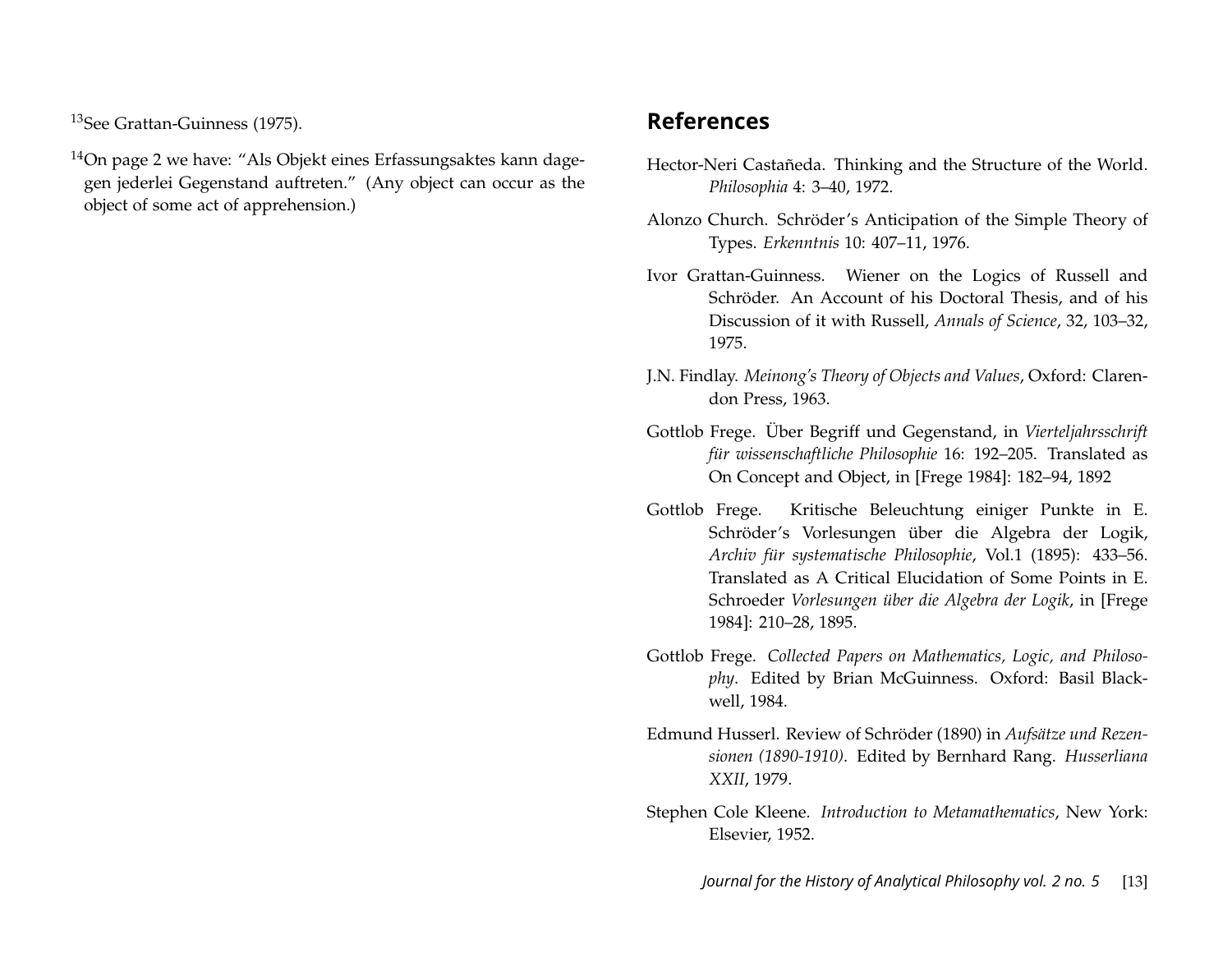[13]See Grattan-Guinness (1975).

[14]On page 2 we have: "Als Objekt eines Erfassungsaktes kann dagegen jederlei Gegenstand auftreten." (Any object can occur as the object of some act of apprehension.)

## References

Hector-Neri Castañeda. Thinking and the Structure of the World. *Philosophia* 4: 3–40, 1972.

Alonzo Church. Schröder's Anticipation of the Simple Theory of Types. *Erkenntnis* 10: 407–11, 1976.

Ivor Grattan-Guinness. Wiener on the Logics of Russell and Schröder. An Account of his Doctoral Thesis, and of his Discussion of it with Russell, *Annals of Science*, 32, 103–32, 1975.

J.N. Findlay. *Meinong's Theory of Objects and Values*, Oxford: Clarendon Press, 1963.

Gottlob Frege. Über Begriff und Gegenstand, in *Vierteljahrsschrift für wissenschaftliche Philosophie* 16: 192–205. Translated as On Concept and Object, in [Frege 1984]: 182–94, 1892

Gottlob Frege. Kritische Beleuchtung einiger Punkte in E. Schröder's Vorlesungen über die Algebra der Logik, *Archiv für systematische Philosophie*, Vol.1 (1895): 433–56. Translated as A Critical Elucidation of Some Points in E. Schroeder *Vorlesungen über die Algebra der Logik*, in [Frege 1984]: 210–28, 1895.

Gottlob Frege. *Collected Papers on Mathematics, Logic, and Philosophy*. Edited by Brian McGuinness. Oxford: Basil Blackwell, 1984.

Edmund Husserl. Review of Schröder (1890) in *Aufsätze und Rezensionen (1890-1910)*. Edited by Bernhard Rang. *Husserliana XXII*, 1979.

Stephen Cole Kleene. *Introduction to Metamathematics*, New York: Elsevier, 1952.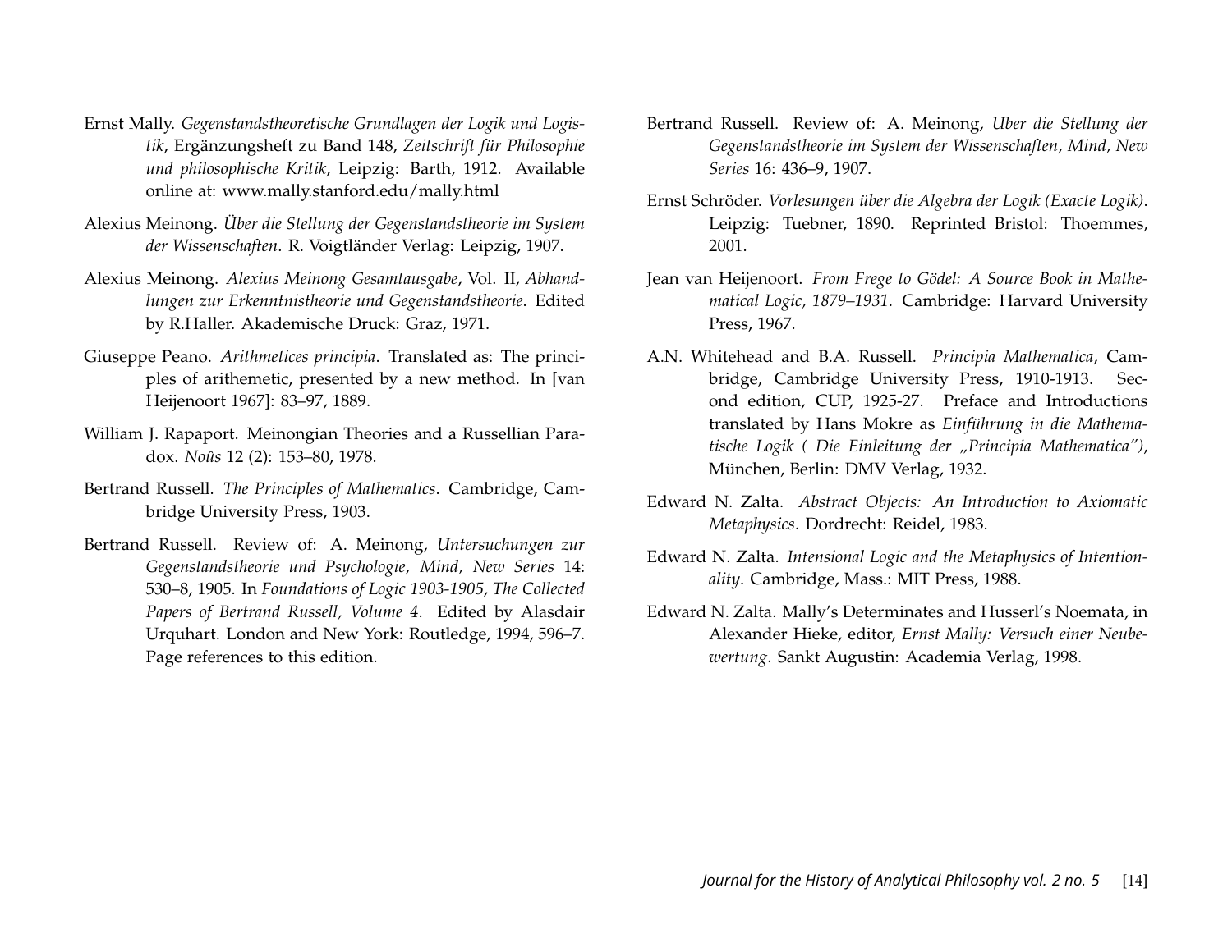Ernst Mally. *Gegenstandstheoretische Grundlagen der Logik und Logistik*, Ergänzungsheft zu Band 148, *Zeitschrift für Philosophie und philosophische Kritik*, Leipzig: Barth, 1912. Available online at: www.mally.stanford.edu/mally.html

Alexius Meinong. *Über die Stellung der Gegenstandstheorie im System der Wissenschaften*. R. Voigtländer Verlag: Leipzig, 1907.

Alexius Meinong. *Alexius Meinong Gesamtausgabe*, Vol. II, *Abhandlungen zur Erkenntnistheorie und Gegenstandstheorie*. Edited by R.Haller. Akademische Druck: Graz, 1971.

Giuseppe Peano. *Arithmetices principia*. Translated as: The principles of arithemetic, presented by a new method. In [van Heijenoort 1967]: 83–97, 1889.

William J. Rapaport. Meinongian Theories and a Russellian Paradox. *Noûs* 12 (2): 153–80, 1978.

Bertrand Russell. *The Principles of Mathematics*. Cambridge, Cambridge University Press, 1903.

Bertrand Russell. Review of: A. Meinong, *Untersuchungen zur Gegenstandstheorie und Psychologie*, *Mind, New Series* 14: 530–8, 1905. In *Foundations of Logic 1903-1905*, *The Collected Papers of Bertrand Russell, Volume 4*. Edited by Alasdair Urquhart. London and New York: Routledge, 1994, 596–7. Page references to this edition.

Bertrand Russell. Review of: A. Meinong, *Uber die Stellung der Gegenstandstheorie im System der Wissenschaften*, *Mind, New Series* 16: 436–9, 1907.

Ernst Schröder. *Vorlesungen über die Algebra der Logik (Exacte Logik)*. Leipzig: Tuebner, 1890. Reprinted Bristol: Thoemmes, 2001.

Jean van Heijenoort. *From Frege to Gödel: A Source Book in Mathematical Logic, 1879–1931*. Cambridge: Harvard University Press, 1967.

A.N. Whitehead and B.A. Russell. *Principia Mathematica*, Cambridge, Cambridge University Press, 1910-1913. Second edition, CUP, 1925-27. Preface and Introductions translated by Hans Mokre as *Einführung in die Mathematische Logik ( Die Einleitung der „Principia Mathematica")*, München, Berlin: DMV Verlag, 1932.

Edward N. Zalta. *Abstract Objects: An Introduction to Axiomatic Metaphysics*. Dordrecht: Reidel, 1983.

Edward N. Zalta. *Intensional Logic and the Metaphysics of Intentionality*. Cambridge, Mass.: MIT Press, 1988.

Edward N. Zalta. Mally's Determinates and Husserl's Noemata, in Alexander Hieke, editor, *Ernst Mally: Versuch einer Neubewertung*. Sankt Augustin: Academia Verlag, 1998.